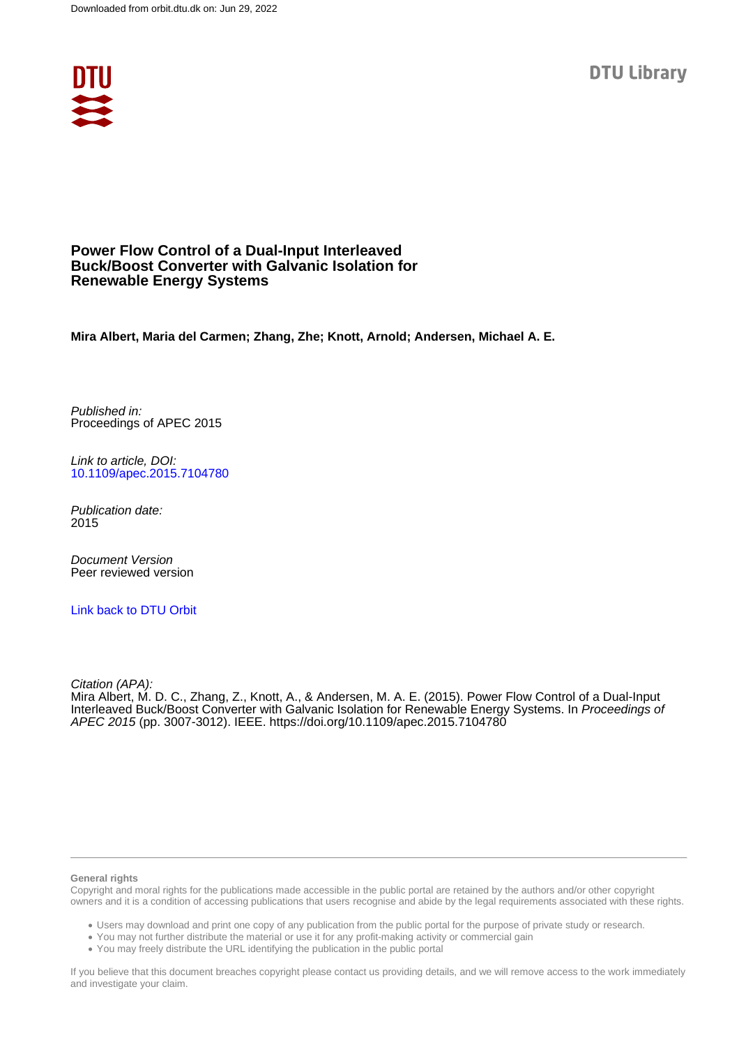Downloaded from orbit.dtu.dk on: Jun 29, 2022

DTU Library

# Power Flow Control of a Dual-Input Interleaved Buck/Boost Converter with Galvanic Isolation for Renewable Energy Systems

**Mira Albert, Maria del Carmen; Zhang, Zhe; Knott, Arnold; Andersen, Michael A. E.**

*Published in:*
Proceedings of APEC 2015

*Link to article, DOI:*
10.1109/apec.2015.7104780

*Publication date:*
2015

*Document Version*
Peer reviewed version

Link back to DTU Orbit

*Citation (APA):*
Mira Albert, M. D. C., Zhang, Z., Knott, A., & Andersen, M. A. E. (2015). Power Flow Control of a Dual-Input Interleaved Buck/Boost Converter with Galvanic Isolation for Renewable Energy Systems. In *Proceedings of APEC 2015* (pp. 3007-3012). IEEE. https://doi.org/10.1109/apec.2015.7104780

---

**General rights**

Copyright and moral rights for the publications made accessible in the public portal are retained by the authors and/or other copyright owners and it is a condition of accessing publications that users recognise and abide by the legal requirements associated with these rights.

- Users may download and print one copy of any publication from the public portal for the purpose of private study or research.
- You may not further distribute the material or use it for any profit-making activity or commercial gain
- You may freely distribute the URL identifying the publication in the public portal

If you believe that this document breaches copyright please contact us providing details, and we will remove access to the work immediately and investigate your claim.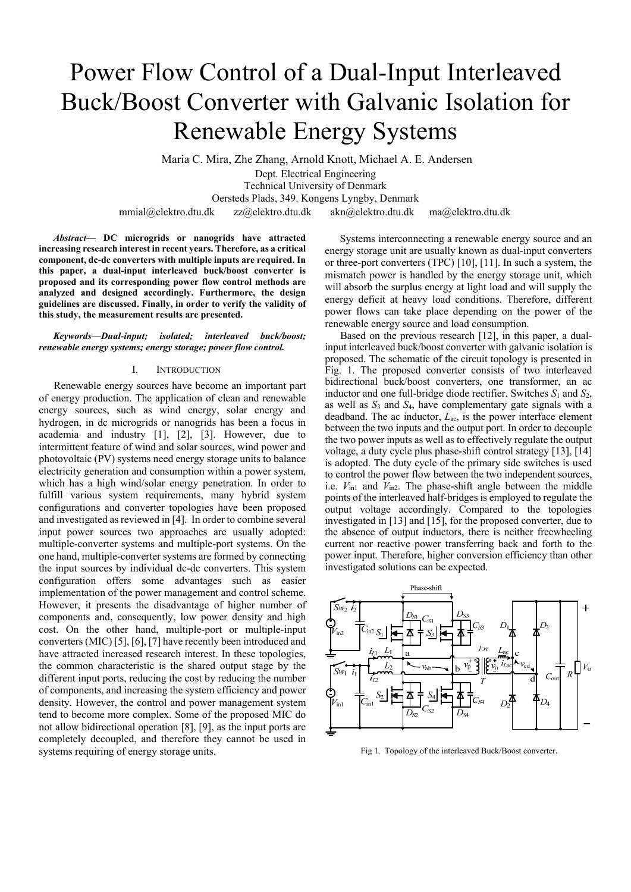# Power Flow Control of a Dual-Input Interleaved Buck/Boost Converter with Galvanic Isolation for Renewable Energy Systems

Maria C. Mira, Zhe Zhang, Arnold Knott, Michael A. E. Andersen

Dept. Electrical Engineering
Technical University of Denmark
Oersteds Plads, 349. Kongens Lyngby, Denmark
mmial@elektro.dtu.dk zz@elektro.dtu.dk akn@elektro.dtu.dk ma@elektro.dtu.dk

***Abstract*— DC microgrids or nanogrids have attracted increasing research interest in recent years. Therefore, as a critical component, dc-dc converters with multiple inputs are required. In this paper, a dual-input interleaved buck/boost converter is proposed and its corresponding power flow control methods are analyzed and designed accordingly. Furthermore, the design guidelines are discussed. Finally, in order to verify the validity of this study, the measurement results are presented.**

***Keywords—Dual-input; isolated; interleaved buck/boost; renewable energy systems; energy storage; power flow control.***

## I. INTRODUCTION

Renewable energy sources have become an important part of energy production. The application of clean and renewable energy sources, such as wind energy, solar energy and hydrogen, in dc microgrids or nanogrids has been a focus in academia and industry [1], [2], [3]. However, due to intermittent feature of wind and solar sources, wind power and photovoltaic (PV) systems need energy storage units to balance electricity generation and consumption within a power system, which has a high wind/solar energy penetration. In order to fulfill various system requirements, many hybrid system configurations and converter topologies have been proposed and investigated as reviewed in [4]. In order to combine several input power sources two approaches are usually adopted: multiple-converter systems and multiple-port systems. On the one hand, multiple-converter systems are formed by connecting the input sources by individual dc-dc converters. This system configuration offers some advantages such as easier implementation of the power management and control scheme. However, it presents the disadvantage of higher number of components and, consequently, low power density and high cost. On the other hand, multiple-port or multiple-input converters (MIC) [5], [6], [7] have recently been introduced and have attracted increased research interest. In these topologies, the common characteristic is the shared output stage by the different input ports, reducing the cost by reducing the number of components, and increasing the system efficiency and power density. However, the control and power management system tend to become more complex. Some of the proposed MIC do not allow bidirectional operation [8], [9], as the input ports are completely decoupled, and therefore they cannot be used in systems requiring of energy storage units.

Systems interconnecting a renewable energy source and an energy storage unit are usually known as dual-input converters or three-port converters (TPC) [10], [11]. In such a system, the mismatch power is handled by the energy storage unit, which will absorb the surplus energy at light load and will supply the energy deficit at heavy load conditions. Therefore, different power flows can take place depending on the power of the renewable energy source and load consumption.

Based on the previous research [12], in this paper, a dual-input interleaved buck/boost converter with galvanic isolation is proposed. The schematic of the circuit topology is presented in Fig. 1. The proposed converter consists of two interleaved bidirectional buck/boost converters, one transformer, an ac inductor and one full-bridge diode rectifier. Switches $S_1$ and $S_2$, as well as $S_3$ and $S_4$, have complementary gate signals with a deadband. The ac inductor, $L_{ac}$, is the power interface element between the two inputs and the output port. In order to decouple the two power inputs as well as to effectively regulate the output voltage, a duty cycle plus phase-shift control strategy [13], [14] is adopted. The duty cycle of the primary side switches is used to control the power flow between the two independent sources, i.e. $V_{in1}$ and $V_{in2}$. The phase-shift angle between the middle points of the interleaved half-bridges is employed to regulate the output voltage accordingly. Compared to the topologies investigated in [13] and [15], for the proposed converter, due to the absence of output inductors, there is neither freewheeling current nor reactive power transferring back and forth to the power input. Therefore, higher conversion efficiency than other investigated solutions can be expected.

Fig 1. Topology of the interleaved Buck/Boost converter.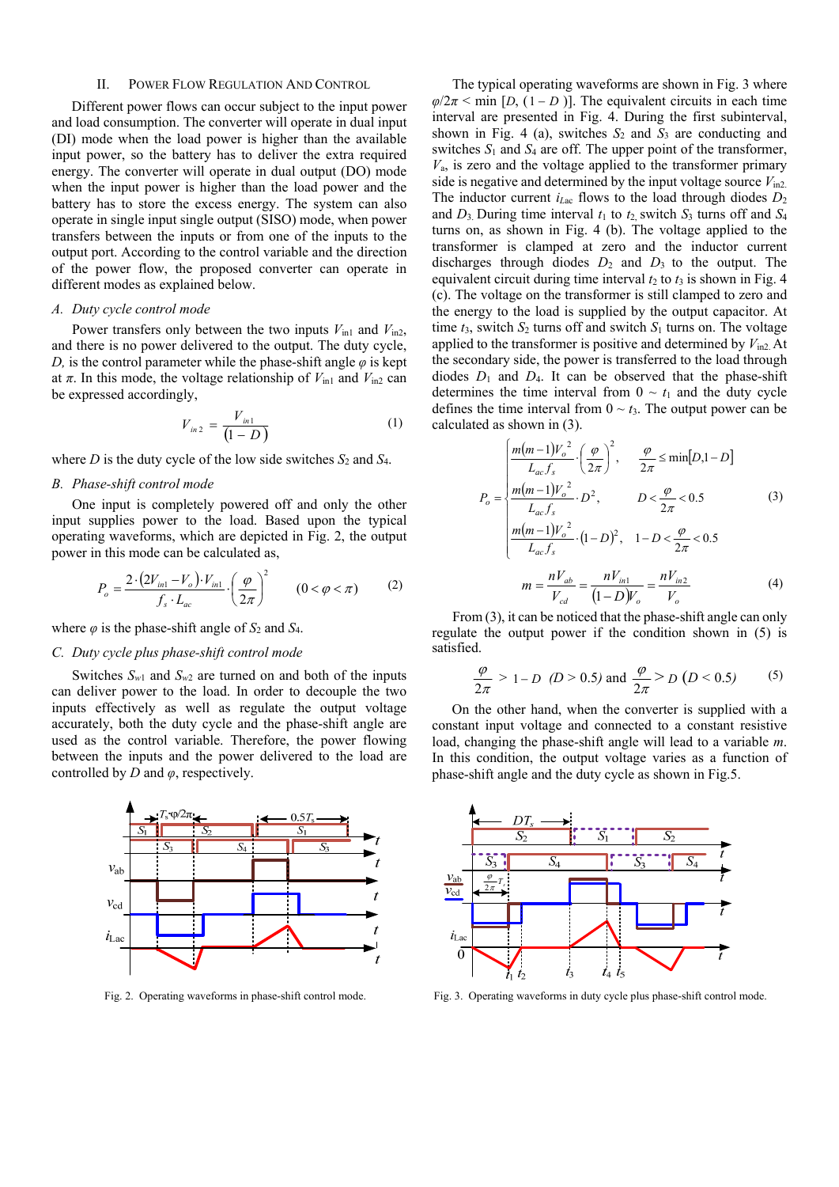## II. Power Flow Regulation And Control

Different power flows can occur subject to the input power and load consumption. The converter will operate in dual input (DI) mode when the load power is higher than the available input power, so the battery has to deliver the extra required energy. The converter will operate in dual output (DO) mode when the input power is higher than the load power and the battery has to store the excess energy. The system can also operate in single input single output (SISO) mode, when power transfers between the inputs or from one of the inputs to the output port. According to the control variable and the direction of the power flow, the proposed converter can operate in different modes as explained below.

### A. Duty cycle control mode

Power transfers only between the two inputs $V_{in1}$ and $V_{in2}$, and there is no power delivered to the output. The duty cycle, $D$, is the control parameter while the phase-shift angle $\varphi$ is kept at $\pi$. In this mode, the voltage relationship of $V_{in1}$ and $V_{in2}$ can be expressed accordingly,

$$V_{in2} = \frac{V_{in1}}{(1-D)} \tag{1}$$

where $D$ is the duty cycle of the low side switches $S_2$ and $S_4$.

### B. Phase-shift control mode

One input is completely powered off and only the other input supplies power to the load. Based upon the typical operating waveforms, which are depicted in Fig. 2, the output power in this mode can be calculated as,

$$P_o = \frac{2\cdot(2V_{in1}-V_o)\cdot V_{in1}}{f_s \cdot L_{ac}} \cdot \left(\frac{\varphi}{2\pi}\right)^2 \qquad (0<\varphi<\pi) \tag{2}$$

where $\varphi$ is the phase-shift angle of $S_2$ and $S_4$.

### C. Duty cycle plus phase-shift control mode

Switches $S_{w1}$ and $S_{w2}$ are turned on and both of the inputs can deliver power to the load. In order to decouple the two inputs effectively as well as regulate the output voltage accurately, both the duty cycle and the phase-shift angle are used as the control variable. Therefore, the power flowing between the inputs and the power delivered to the load are controlled by $D$ and $\varphi$, respectively.

Fig. 2. Operating waveforms in phase-shift control mode.

The typical operating waveforms are shown in Fig. 3 where $\varphi/2\pi < \min\,[D, (1-D)]$. The equivalent circuits in each time interval are presented in Fig. 4. During the first subinterval, shown in Fig. 4 (a), switches $S_2$ and $S_3$ are conducting and switches $S_1$ and $S_4$ are off. The upper point of the transformer, $V_a$, is zero and the voltage applied to the transformer primary side is negative and determined by the input voltage source $V_{in2}$. The inductor current $i_{Lac}$ flows to the load through diodes $D_2$ and $D_3$. During time interval $t_1$ to $t_2$, switch $S_3$ turns off and $S_4$ turns on, as shown in Fig. 4 (b). The voltage applied to the transformer is clamped at zero and the inductor current discharges through diodes $D_2$ and $D_3$ to the output. The equivalent circuit during time interval $t_2$ to $t_3$ is shown in Fig. 4 (c). The voltage on the transformer is still clamped to zero and the energy to the load is supplied by the output capacitor. At time $t_3$, switch $S_2$ turns off and switch $S_1$ turns on. The voltage applied to the transformer is positive and determined by $V_{in2}$. At the secondary side, the power is transferred to the load through diodes $D_1$ and $D_4$. It can be observed that the phase-shift determines the time interval from $0 \sim t_1$ and the duty cycle defines the time interval from $0 \sim t_3$. The output power can be calculated as shown in (3).

$$P_o = \begin{cases} \dfrac{m(m-1)V_o^2}{L_{ac}f_s}\cdot\left(\dfrac{\varphi}{2\pi}\right)^2, & \dfrac{\varphi}{2\pi} \le \min[D, 1-D] \\[2ex] \dfrac{m(m-1)V_o^2}{L_{ac}f_s}\cdot D^2, & D < \dfrac{\varphi}{2\pi} < 0.5 \\[2ex] \dfrac{m(m-1)V_o^2}{L_{ac}f_s}\cdot (1-D)^2, & 1-D < \dfrac{\varphi}{2\pi} < 0.5 \end{cases} \tag{3}$$

$$m = \frac{nV_{ab}}{V_{cd}} = \frac{nV_{in1}}{(1-D)V_o} = \frac{nV_{in2}}{V_o} \tag{4}$$

From (3), it can be noticed that the phase-shift angle can only regulate the output power if the condition shown in (5) is satisfied.

$$\frac{\varphi}{2\pi} > 1-D \;\; (D>0.5) \text{ and } \frac{\varphi}{2\pi} > D \;\; (D<0.5) \tag{5}$$

On the other hand, when the converter is supplied with a constant input voltage and connected to a constant resistive load, changing the phase-shift angle will lead to a variable $m$. In this condition, the output voltage varies as a function of phase-shift angle and the duty cycle as shown in Fig.5.

Fig. 3. Operating waveforms in duty cycle plus phase-shift control mode.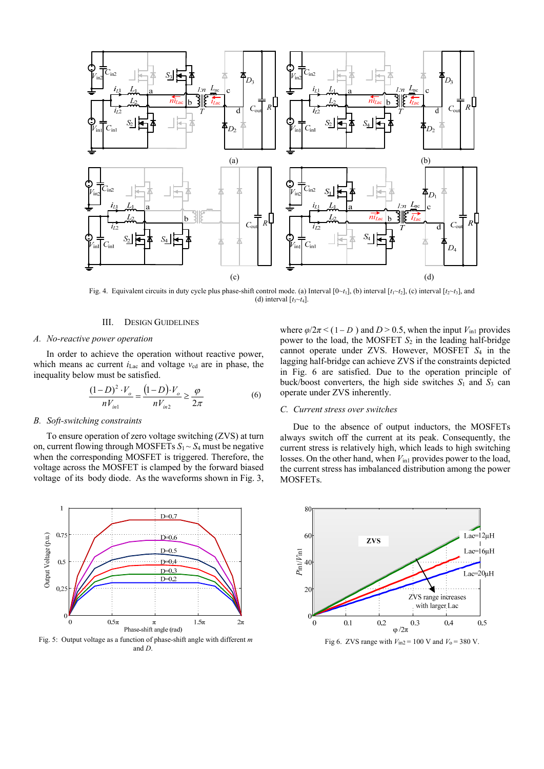Fig. 4. Equivalent circuits in duty cycle plus phase-shift control mode. (a) Interval [0~$t_1$], (b) interval [$t_1$~$t_2$], (c) interval [$t_2$~$t_3$], and (d) interval [$t_3$~$t_4$].

## III. Design Guidelines

### *A. No-reactive power operation*

In order to achieve the operation without reactive power, which means ac current $i_{Lac}$ and voltage $v_{cd}$ are in phase, the inequality below must be satisfied.

$$\frac{(1-D)^2 \cdot V_o}{nV_{in1}} = \frac{(1-D)\cdot V_o}{nV_{in2}} \geq \frac{\varphi}{2\pi} \tag{6}$$

### *B. Soft-switching constraints*

To ensure operation of zero voltage switching (ZVS) at turn on, current flowing through MOSFETs $S_1 \sim S_4$ must be negative when the corresponding MOSFET is triggered. Therefore, the voltage across the MOSFET is clamped by the forward biased voltage of its body diode. As the waveforms shown in Fig. 3, where $\varphi/2\pi < (1-D)$ and $D > 0.5$, when the input $V_{in1}$ provides power to the load, the MOSFET $S_2$ in the leading half-bridge cannot operate under ZVS. However, MOSFET $S_4$ in the lagging half-bridge can achieve ZVS if the constraints depicted in Fig. 6 are satisfied. Due to the operation principle of buck/boost converters, the high side switches $S_1$ and $S_3$ can operate under ZVS inherently.

### *C. Current stress over switches*

Due to the absence of output inductors, the MOSFETs always switch off the current at its peak. Consequently, the current stress is relatively high, which leads to high switching losses. On the other hand, when $V_{in1}$ provides power to the load, the current stress has imbalanced distribution among the power MOSFETs.

Fig. 5: Output voltage as a function of phase-shift angle with different *m* and *D*.

Fig 6. ZVS range with $V_{in2}$ = 100 V and $V_o$ = 380 V.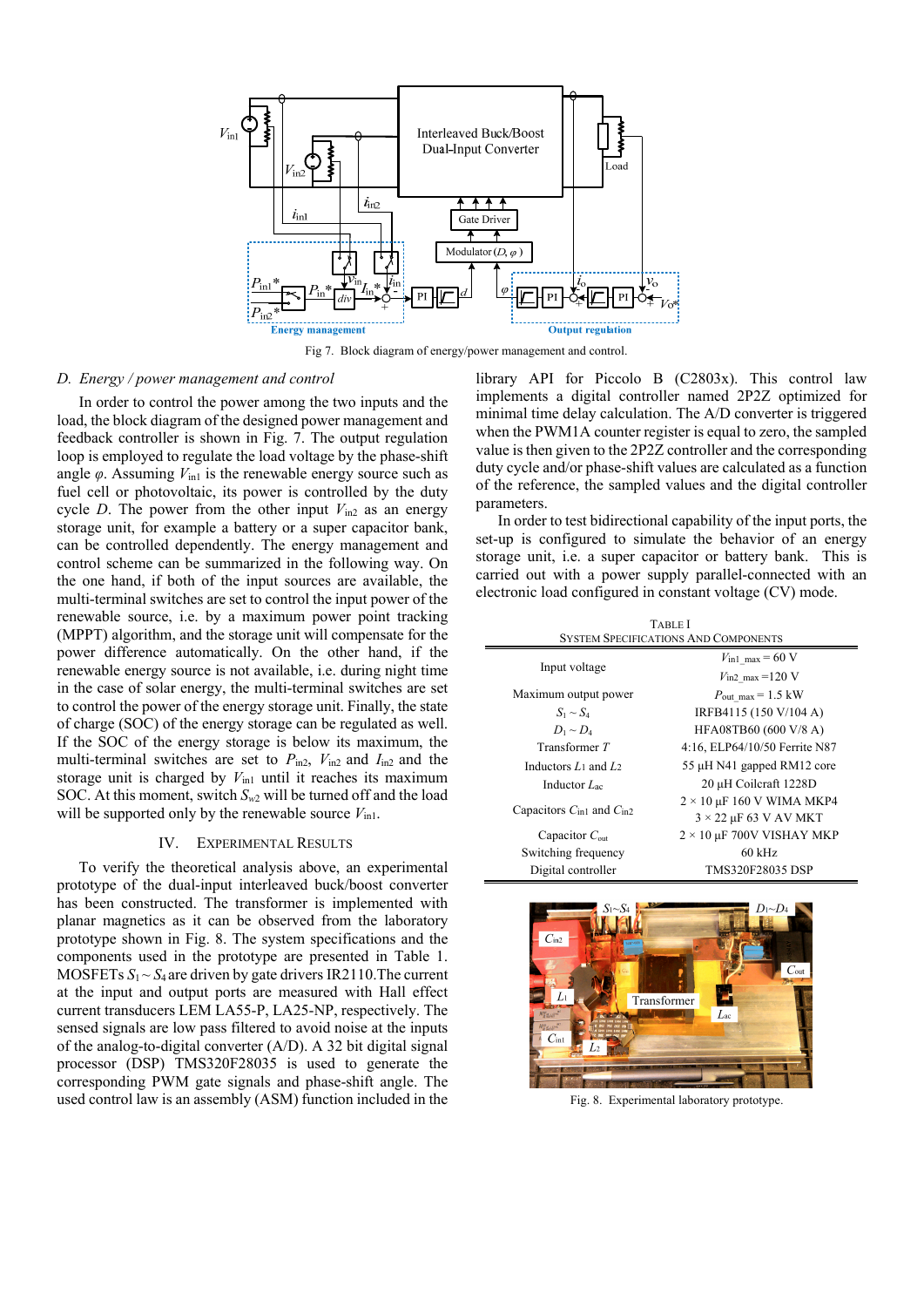Fig 7. Block diagram of energy/power management and control.

### D. Energy / power management and control

In order to control the power among the two inputs and the load, the block diagram of the designed power management and feedback controller is shown in Fig. 7. The output regulation loop is employed to regulate the load voltage by the phase-shift angle $\varphi$. Assuming $V_{in1}$ is the renewable energy source such as fuel cell or photovoltaic, its power is controlled by the duty cycle $D$. The power from the other input $V_{in2}$ as an energy storage unit, for example a battery or a super capacitor bank, can be controlled dependently. The energy management and control scheme can be summarized in the following way. On the one hand, if both of the input sources are available, the multi-terminal switches are set to control the input power of the renewable source, i.e. by a maximum power point tracking (MPPT) algorithm, and the storage unit will compensate for the power difference automatically. On the other hand, if the renewable energy source is not available, i.e. during night time in the case of solar energy, the multi-terminal switches are set to control the power of the energy storage unit. Finally, the state of charge (SOC) of the energy storage can be regulated as well. If the SOC of the energy storage is below its maximum, the multi-terminal switches are set to $P_{in2}$, $V_{in2}$ and $I_{in2}$ and the storage unit is charged by $V_{in1}$ until it reaches its maximum SOC. At this moment, switch $S_{w2}$ will be turned off and the load will be supported only by the renewable source $V_{in1}$.

## IV. Experimental Results

To verify the theoretical analysis above, an experimental prototype of the dual-input interleaved buck/boost converter has been constructed. The transformer is implemented with planar magnetics as it can be observed from the laboratory prototype shown in Fig. 8. The system specifications and the components used in the prototype are presented in Table 1. MOSFETs $S_1 \sim S_4$ are driven by gate drivers IR2110.The current at the input and output ports are measured with Hall effect current transducers LEM LA55-P, LA25-NP, respectively. The sensed signals are low pass filtered to avoid noise at the inputs of the analog-to-digital converter (A/D). A 32 bit digital signal processor (DSP) TMS320F28035 is used to generate the corresponding PWM gate signals and phase-shift angle. The used control law is an assembly (ASM) function included in the library API for Piccolo B (C2803x). This control law implements a digital controller named 2P2Z optimized for minimal time delay calculation. The A/D converter is triggered when the PWM1A counter register is equal to zero, the sampled value is then given to the 2P2Z controller and the corresponding duty cycle and/or phase-shift values are calculated as a function of the reference, the sampled values and the digital controller parameters.

In order to test bidirectional capability of the input ports, the set-up is configured to simulate the behavior of an energy storage unit, i.e. a super capacitor or battery bank. This is carried out with a power supply parallel-connected with an electronic load configured in constant voltage (CV) mode.

TABLE I
System Specifications and Components

| | |
|---|---|
| Input voltage | $V_{in1\_max}$ = 60 V<br>$V_{in2\_max}$ =120 V |
| Maximum output power | $P_{out\_max}$ = 1.5 kW |
| $S_1 \sim S_4$ | IRFB4115 (150 V/104 A) |
| $D_1 \sim D_4$ | HFA08TB60 (600 V/8 A) |
| Transformer $T$ | 4:16, ELP64/10/50 Ferrite N87 |
| Inductors $L1$ and $L2$ | 55 µH N41 gapped RM12 core |
| Inductor $L_{ac}$ | 20 µH Coilcraft 1228D |
| Capacitors $C_{in1}$ and $C_{in2}$ | 2 × 10 µF 160 V WIMA MKP4<br>3 × 22 µF 63 V AV MKT |
| Capacitor $C_{out}$ | 2 × 10 µF 700V VISHAY MKP |
| Switching frequency | 60 kHz |
| Digital controller | TMS320F28035 DSP |

Fig. 8. Experimental laboratory prototype.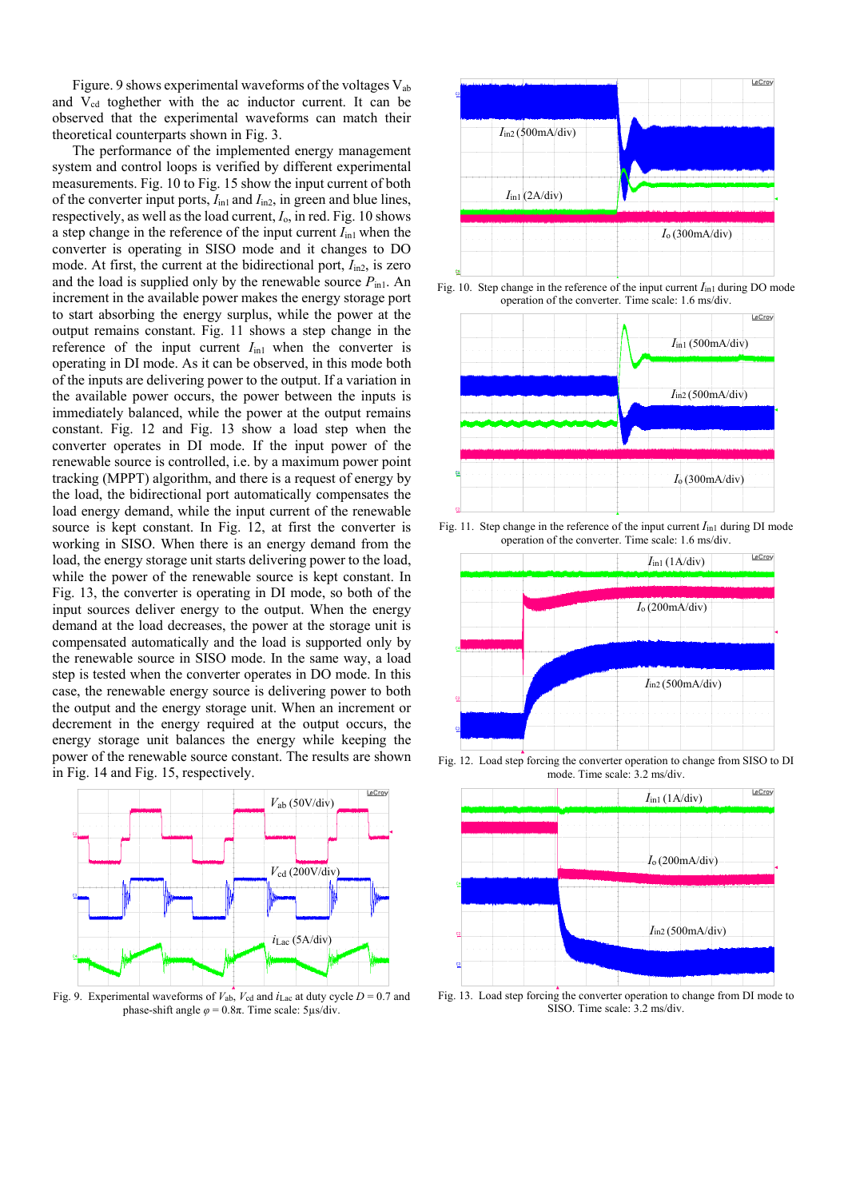Figure. 9 shows experimental waveforms of the voltages $V_{ab}$ and $V_{cd}$ toghether with the ac inductor current. It can be observed that the experimental waveforms can match their theoretical counterparts shown in Fig. 3.

The performance of the implemented energy management system and control loops is verified by different experimental measurements. Fig. 10 to Fig. 15 show the input current of both of the converter input ports, $I_{in1}$ and $I_{in2}$, in green and blue lines, respectively, as well as the load current, $I_o$, in red. Fig. 10 shows a step change in the reference of the input current $I_{in1}$ when the converter is operating in SISO mode and it changes to DO mode. At first, the current at the bidirectional port, $I_{in2}$, is zero and the load is supplied only by the renewable source $P_{in1}$. An increment in the available power makes the energy storage port to start absorbing the energy surplus, while the power at the output remains constant. Fig. 11 shows a step change in the reference of the input current $I_{in1}$ when the converter is operating in DI mode. As it can be observed, in this mode both of the inputs are delivering power to the output. If a variation in the available power occurs, the power between the inputs is immediately balanced, while the power at the output remains constant. Fig. 12 and Fig. 13 show a load step when the converter operates in DI mode. If the input power of the renewable source is controlled, i.e. by a maximum power point tracking (MPPT) algorithm, and there is a request of energy by the load, the bidirectional port automatically compensates the load energy demand, while the input current of the renewable source is kept constant. In Fig. 12, at first the converter is working in SISO. When there is an energy demand from the load, the energy storage unit starts delivering power to the load, while the power of the renewable source is kept constant. In Fig. 13, the converter is operating in DI mode, so both of the input sources deliver energy to the output. When the energy demand at the load decreases, the power at the storage unit is compensated automatically and the load is supported only by the renewable source in SISO mode. In the same way, a load step is tested when the converter operates in DO mode. In this case, the renewable energy source is delivering power to both the output and the energy storage unit. When an increment or decrement in the energy required at the output occurs, the energy storage unit balances the energy while keeping the power of the renewable source constant. The results are shown in Fig. 14 and Fig. 15, respectively.

Fig. 9. Experimental waveforms of $V_{ab}$, $V_{cd}$ and $i_{Lac}$ at duty cycle $D = 0.7$ and phase-shift angle $\varphi = 0.8\pi$. Time scale: 5µs/div.

Fig. 10. Step change in the reference of the input current $I_{in1}$ during DO mode operation of the converter. Time scale: 1.6 ms/div.

Fig. 11. Step change in the reference of the input current $I_{in1}$ during DI mode operation of the converter. Time scale: 1.6 ms/div.

Fig. 12. Load step forcing the converter operation to change from SISO to DI mode. Time scale: 3.2 ms/div.

Fig. 13. Load step forcing the converter operation to change from DI mode to SISO. Time scale: 3.2 ms/div.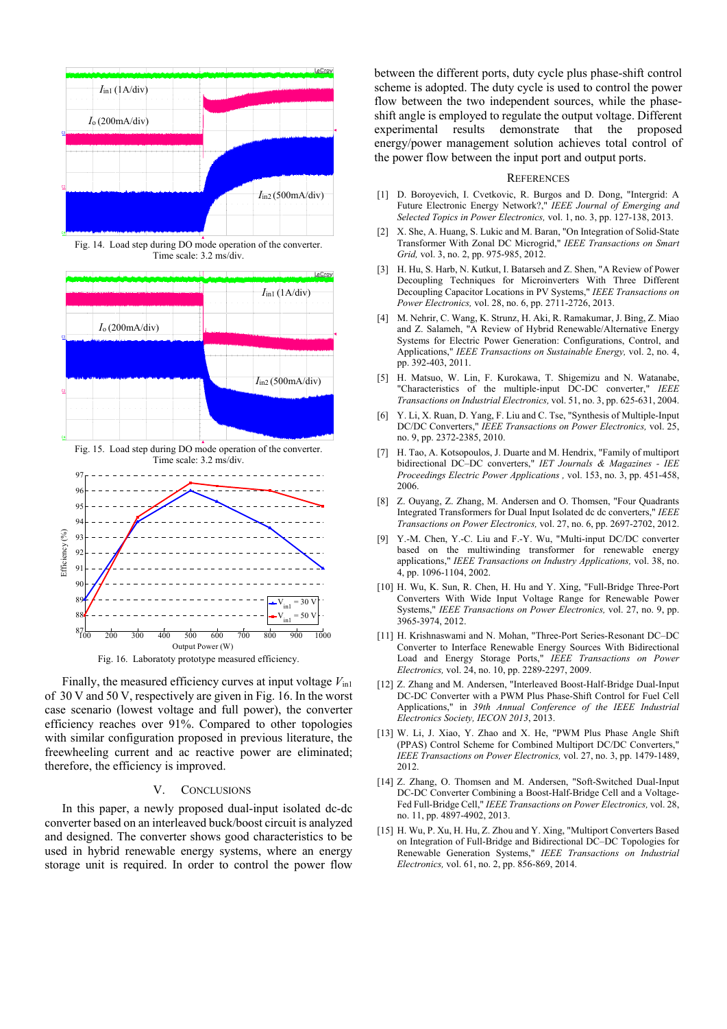$I_{in1}$ (1A/div)

$I_o$ (200mA/div)

$I_{in2}$ (500mA/div)

Fig. 14. Load step during DO mode operation of the converter. Time scale: 3.2 ms/div.

$I_{in1}$ (1A/div)

$I_o$ (200mA/div)

$I_{in2}$ (500mA/div)

Fig. 15. Load step during DO mode operation of the converter. Time scale: 3.2 ms/div.

Efficiency (%)

97
96
95
94
93
92
91
90
89
88
87

100 200 300 400 500 600 700 800 900 1000

Output Power (W)

$V_{in1}$ = 30 V

$V_{in1}$ = 50 V

Fig. 16. Laboratoty prototype measured efficiency.

Finally, the measured efficiency curves at input voltage $V_{in1}$ of 30 V and 50 V, respectively are given in Fig. 16. In the worst case scenario (lowest voltage and full power), the converter efficiency reaches over 91%. Compared to other topologies with similar configuration proposed in previous literature, the freewheeling current and ac reactive power are eliminated; therefore, the efficiency is improved.

## V. CONCLUSIONS

In this paper, a newly proposed dual-input isolated dc-dc converter based on an interleaved buck/boost circuit is analyzed and designed. The converter shows good characteristics to be used in hybrid renewable energy systems, where an energy storage unit is required. In order to control the power flow between the different ports, duty cycle plus phase-shift control scheme is adopted. The duty cycle is used to control the power flow between the two independent sources, while the phase-shift angle is employed to regulate the output voltage. Different experimental results demonstrate that the proposed energy/power management solution achieves total control of the power flow between the input port and output ports.

## REFERENCES

[1] D. Boroyevich, I. Cvetkovic, R. Burgos and D. Dong, "Intergrid: A Future Electronic Energy Network?," *IEEE Journal of Emerging and Selected Topics in Power Electronics,* vol. 1, no. 3, pp. 127-138, 2013.

[2] X. She, A. Huang, S. Lukic and M. Baran, "On Integration of Solid-State Transformer With Zonal DC Microgrid," *IEEE Transactions on Smart Grid,* vol. 3, no. 2, pp. 975-985, 2012.

[3] H. Hu, S. Harb, N. Kutkut, I. Batarseh and Z. Shen, "A Review of Power Decoupling Techniques for Microinverters With Three Different Decoupling Capacitor Locations in PV Systems," *IEEE Transactions on Power Electronics,* vol. 28, no. 6, pp. 2711-2726, 2013.

[4] M. Nehrir, C. Wang, K. Strunz, H. Aki, R. Ramakumar, J. Bing, Z. Miao and Z. Salameh, "A Review of Hybrid Renewable/Alternative Energy Systems for Electric Power Generation: Configurations, Control, and Applications," *IEEE Transactions on Sustainable Energy,* vol. 2, no. 4, pp. 392-403, 2011.

[5] H. Matsuo, W. Lin, F. Kurokawa, T. Shigemizu and N. Watanabe, "Characteristics of the multiple-input DC-DC converter," *IEEE Transactions on Industrial Electronics,* vol. 51, no. 3, pp. 625-631, 2004.

[6] Y. Li, X. Ruan, D. Yang, F. Liu and C. Tse, "Synthesis of Multiple-Input DC/DC Converters," *IEEE Transactions on Power Electronics,* vol. 25, no. 9, pp. 2372-2385, 2010.

[7] H. Tao, A. Kotsopoulos, J. Duarte and M. Hendrix, "Family of multiport bidirectional DC–DC converters," *IET Journals & Magazines - IEE Proceedings Electric Power Applications ,* vol. 153, no. 3, pp. 451-458, 2006.

[8] Z. Ouyang, Z. Zhang, M. Andersen and O. Thomsen, "Four Quadrants Integrated Transformers for Dual Input Isolated dc dc converters," *IEEE Transactions on Power Electronics,* vol. 27, no. 6, pp. 2697-2702, 2012.

[9] Y.-M. Chen, Y.-C. Liu and F.-Y. Wu, "Multi-input DC/DC converter based on the multiwinding transformer for renewable energy applications," *IEEE Transactions on Industry Applications,* vol. 38, no. 4, pp. 1096-1104, 2002.

[10] H. Wu, K. Sun, R. Chen, H. Hu and Y. Xing, "Full-Bridge Three-Port Converters With Wide Input Voltage Range for Renewable Power Systems," *IEEE Transactions on Power Electronics,* vol. 27, no. 9, pp. 3965-3974, 2012.

[11] H. Krishnaswami and N. Mohan, "Three-Port Series-Resonant DC–DC Converter to Interface Renewable Energy Sources With Bidirectional Load and Energy Storage Ports," *IEEE Transactions on Power Electronics,* vol. 24, no. 10, pp. 2289-2297, 2009.

[12] Z. Zhang and M. Andersen, "Interleaved Boost-Half-Bridge Dual-Input DC-DC Converter with a PWM Plus Phase-Shift Control for Fuel Cell Applications," in *39th Annual Conference of the IEEE Industrial Electronics Society, IECON 2013*, 2013.

[13] W. Li, J. Xiao, Y. Zhao and X. He, "PWM Plus Phase Angle Shift (PPAS) Control Scheme for Combined Multiport DC/DC Converters," *IEEE Transactions on Power Electronics,* vol. 27, no. 3, pp. 1479-1489, 2012.

[14] Z. Zhang, O. Thomsen and M. Andersen, "Soft-Switched Dual-Input DC-DC Converter Combining a Boost-Half-Bridge Cell and a Voltage-Fed Full-Bridge Cell," *IEEE Transactions on Power Electronics,* vol. 28, no. 11, pp. 4897-4902, 2013.

[15] H. Wu, P. Xu, H. Hu, Z. Zhou and Y. Xing, "Multiport Converters Based on Integration of Full-Bridge and Bidirectional DC–DC Topologies for Renewable Generation Systems," *IEEE Transactions on Industrial Electronics,* vol. 61, no. 2, pp. 856-869, 2014.